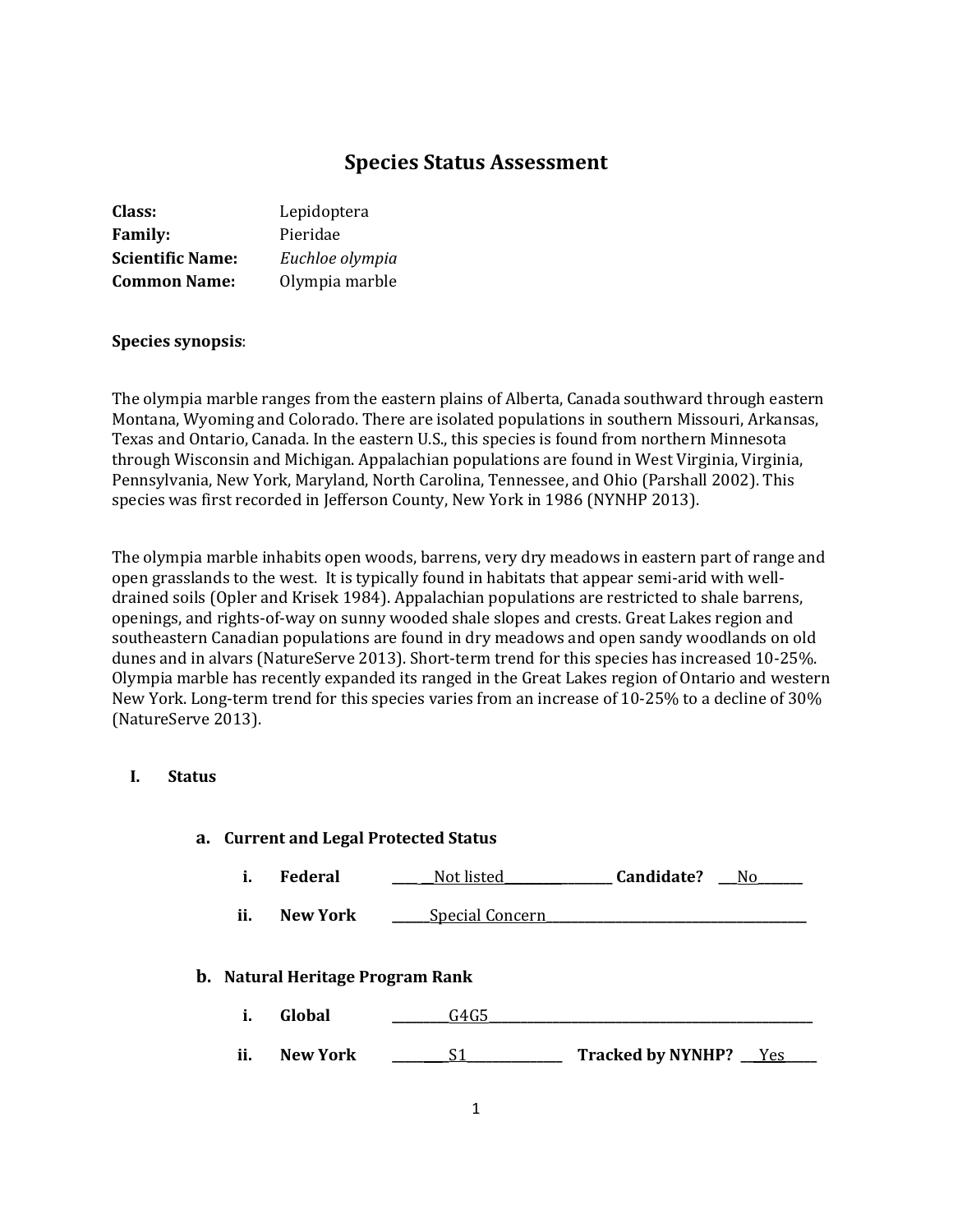# Species Status Assessment

**Class:** Lepidoptera
**Family:** Pieridae
**Scientific Name:** *Euchloe olympia*
**Common Name:** Olympia marble

**Species synopsis**:

The olympia marble ranges from the eastern plains of Alberta, Canada southward through eastern Montana, Wyoming and Colorado. There are isolated populations in southern Missouri, Arkansas, Texas and Ontario, Canada. In the eastern U.S., this species is found from northern Minnesota through Wisconsin and Michigan. Appalachian populations are found in West Virginia, Virginia, Pennsylvania, New York, Maryland, North Carolina, Tennessee, and Ohio (Parshall 2002). This species was first recorded in Jefferson County, New York in 1986 (NYNHP 2013).

The olympia marble inhabits open woods, barrens, very dry meadows in eastern part of range and open grasslands to the west. It is typically found in habitats that appear semi-arid with well-drained soils (Opler and Krisek 1984). Appalachian populations are restricted to shale barrens, openings, and rights-of-way on sunny wooded shale slopes and crests. Great Lakes region and southeastern Canadian populations are found in dry meadows and open sandy woodlands on old dunes and in alvars (NatureServe 2013). Short-term trend for this species has increased 10-25%. Olympia marble has recently expanded its ranged in the Great Lakes region of Ontario and western New York. Long-term trend for this species varies from an increase of 10-25% to a decline of 30% (NatureServe 2013).

## I. Status

### a. Current and Legal Protected Status

i. **Federal** \_\_\_\_Not listed\_\_\_\_ **Candidate?** \_\_\_No\_\_\_

ii. **New York** \_\_\_\_Special Concern\_\_\_\_

### b. Natural Heritage Program Rank

i. **Global** \_\_\_\_G4G5\_\_\_\_

ii. **New York** \_\_\_\_S1\_\_\_\_ **Tracked by NYNHP?** \_\_\_Yes\_\_\_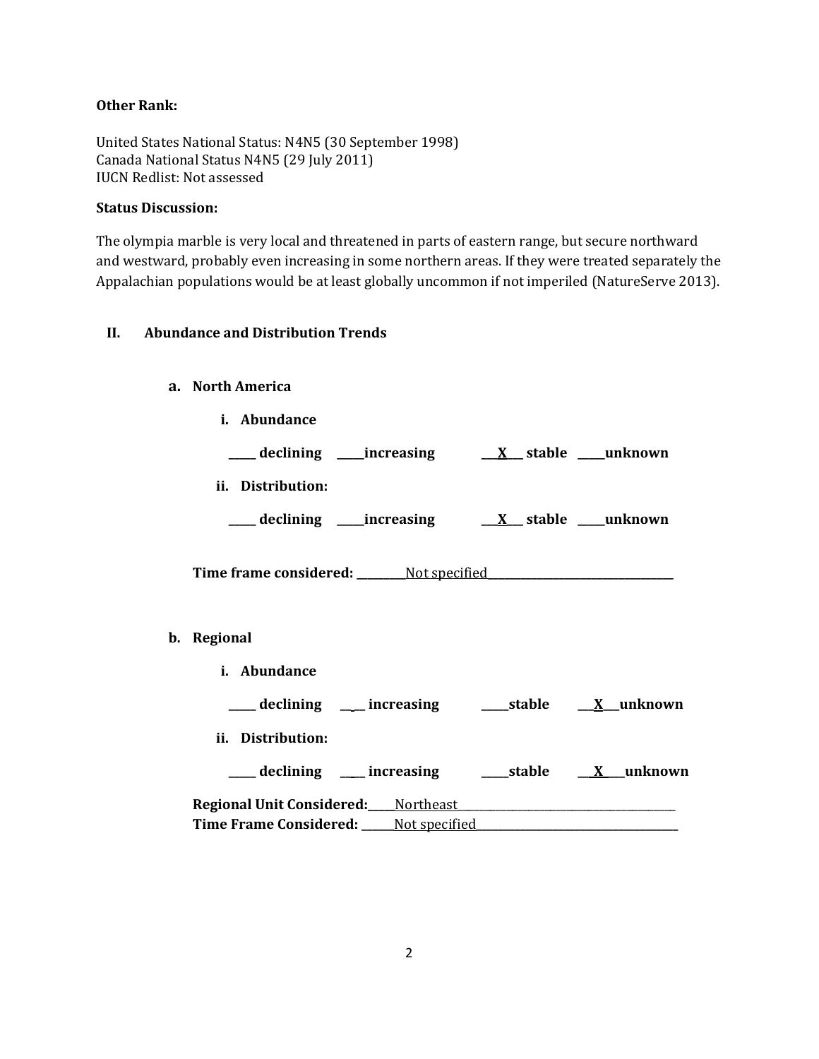**Other Rank:**

United States National Status: N4N5 (30 September 1998)
Canada National Status N4N5 (29 July 2011)
IUCN Redlist: Not assessed

**Status Discussion:**

The olympia marble is very local and threatened in parts of eastern range, but secure northward and westward, probably even increasing in some northern areas. If they were treated separately the Appalachian populations would be at least globally uncommon if not imperiled (NatureServe 2013).

## II. Abundance and Distribution Trends

### a. North America

**i. Abundance**

**_____ declining _____increasing ___X___ stable _____unknown**

**ii. Distribution:**

**_____ declining _____increasing ___X___ stable _____unknown**

**Time frame considered:** _________Not specified_________________________________

### b. Regional

**i. Abundance**

**_____ declining ______ increasing _____stable ___X___unknown**

**ii. Distribution:**

**_____ declining ______ increasing _____stable ___X___unknown**

**Regional Unit Considered:**_____Northeast_______________________________________
**Time Frame Considered:** ______Not specified____________________________________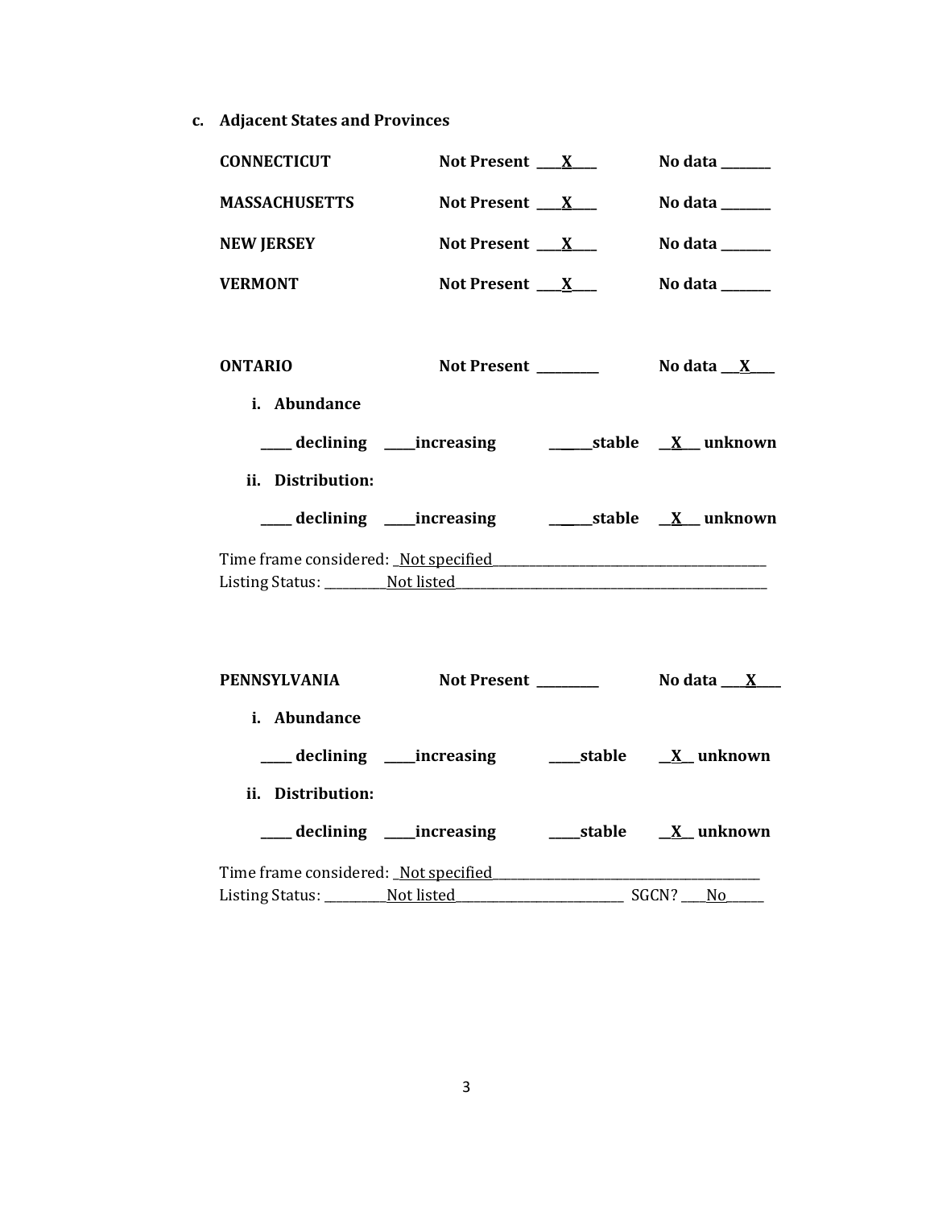**c. Adjacent States and Provinces**

**CONNECTICUT** **Not Present** ___X___ **No data** _______

**MASSACHUSETTS** **Not Present** ___X___ **No data** _______

**NEW JERSEY** **Not Present** ___X___ **No data** _______

**VERMONT** **Not Present** ___X___ **No data** _______

**ONTARIO** **Not Present** _________ **No data** ___X___

**i. Abundance**

____ **declining** ____**increasing** ______**stable** __X__ **unknown**

**ii. Distribution:**

____ **declining** ____**increasing** ______**stable** __X__ **unknown**

Time frame considered: _Not specified_______________________________

Listing Status: _________Not listed_______________________________

**PENNSYLVANIA** **Not Present** _________ **No data** ___X___

**i. Abundance**

____ **declining** ____**increasing** ____**stable** __X__ **unknown**

**ii. Distribution:**

____ **declining** ____**increasing** ____**stable** __X__ **unknown**

Time frame considered: _Not specified_______________________________

Listing Status: _________Not listed____________________ SGCN? ___No_____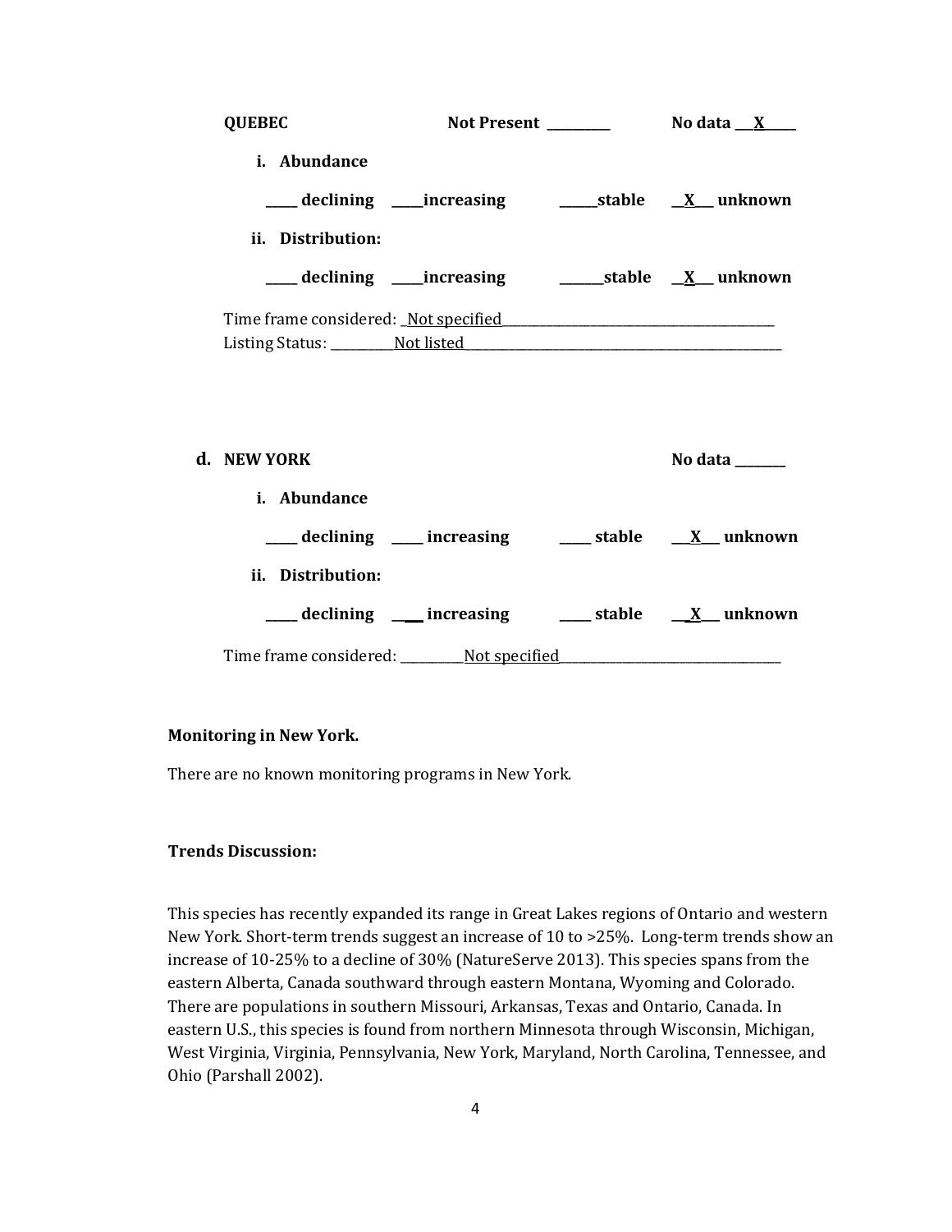**QUEBEC** Not Present _________ No data ___X_____

**i. Abundance**

_____ declining _____increasing ______stable __X__ unknown

**ii. Distribution:**

_____ declining _____increasing _______stable __X__ unknown

Time frame considered: _Not specified_______________________________________
Listing Status: __________Not listed________________________________________________

**d. NEW YORK** No data ________

**i. Abundance**

_____ declining _____ increasing _____ stable ___X___ unknown

**ii. Distribution:**

_____ declining _____ increasing _____ stable ___X___ unknown

Time frame considered: __________Not specified____________________________________

**Monitoring in New York.**

There are no known monitoring programs in New York.

**Trends Discussion:**

This species has recently expanded its range in Great Lakes regions of Ontario and western New York. Short-term trends suggest an increase of 10 to >25%. Long-term trends show an increase of 10-25% to a decline of 30% (NatureServe 2013). This species spans from the eastern Alberta, Canada southward through eastern Montana, Wyoming and Colorado. There are populations in southern Missouri, Arkansas, Texas and Ontario, Canada. In eastern U.S., this species is found from northern Minnesota through Wisconsin, Michigan, West Virginia, Virginia, Pennsylvania, New York, Maryland, North Carolina, Tennessee, and Ohio (Parshall 2002).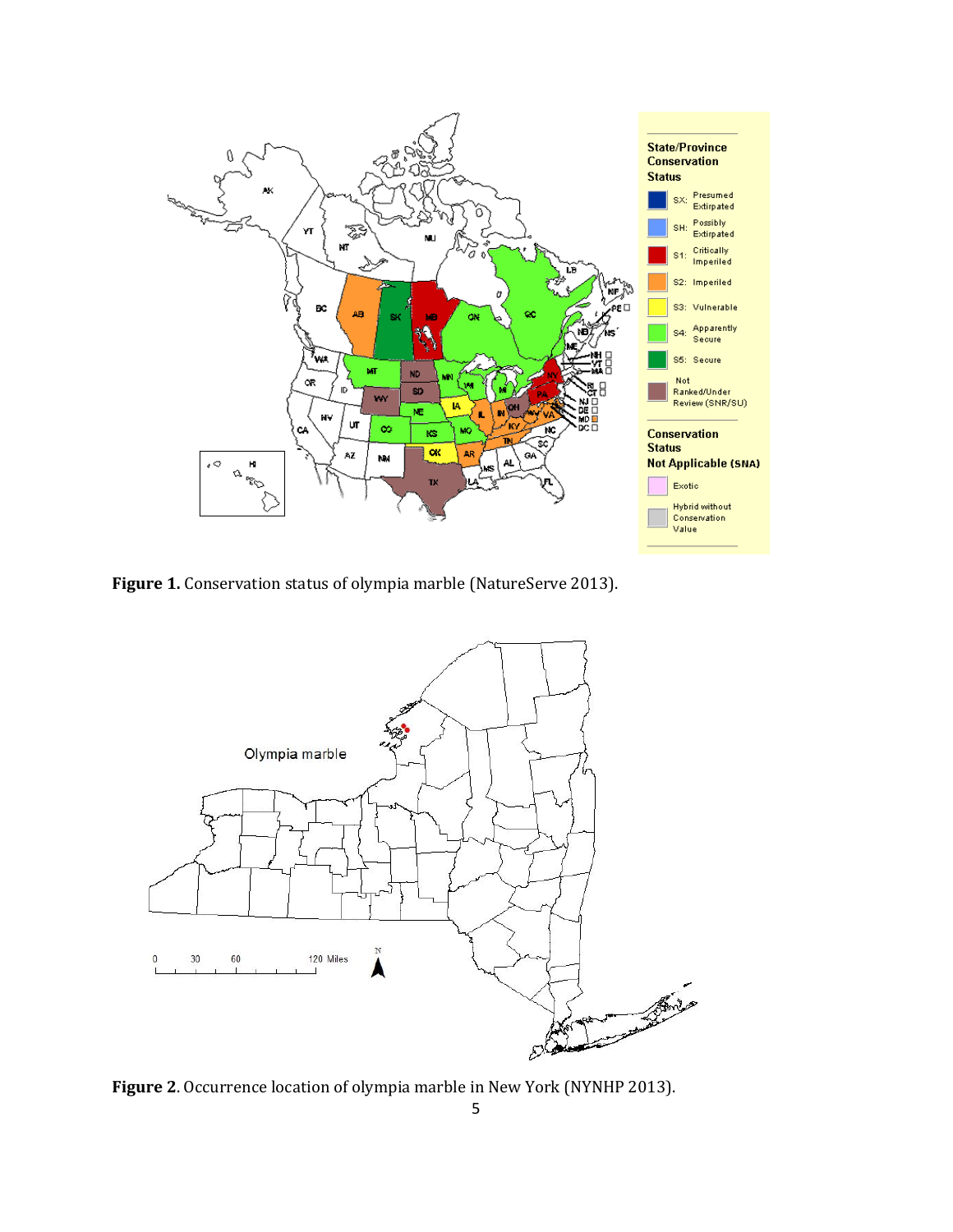**Figure 1.** Conservation status of olympia marble (NatureServe 2013).

**Figure 2**. Occurrence location of olympia marble in New York (NYNHP 2013).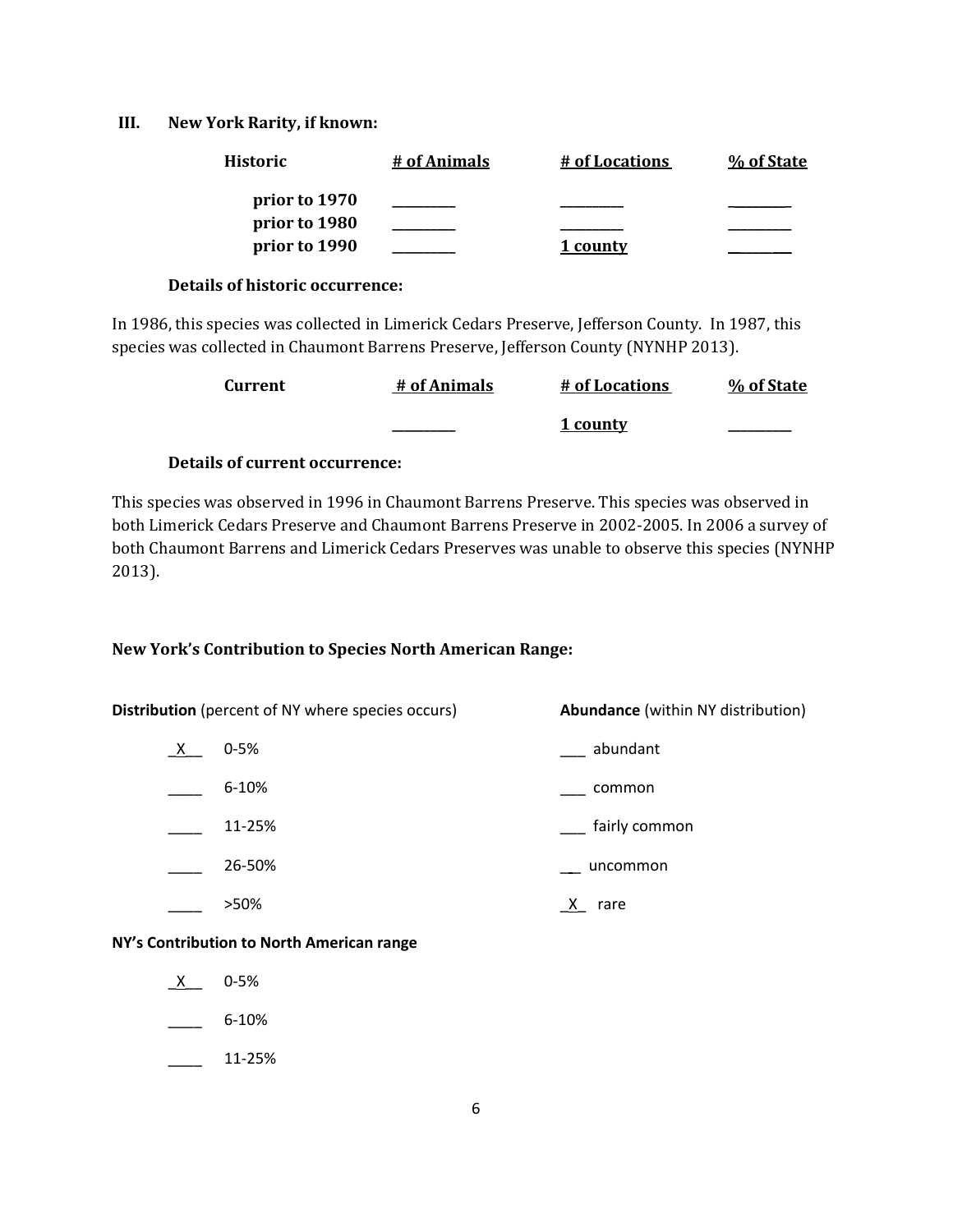## III. New York Rarity, if known:

| Historic | # of Animals | # of Locations | % of State |
|---|---|---|---|
| prior to 1970 | _________ | _________ | _________ |
| prior to 1980 | _________ | _________ | _________ |
| prior to 1990 | _________ | 1 county | _________ |

**Details of historic occurrence:**

In 1986, this species was collected in Limerick Cedars Preserve, Jefferson County. In 1987, this species was collected in Chaumont Barrens Preserve, Jefferson County (NYNHP 2013).

| Current | # of Animals | # of Locations | % of State |
|---|---|---|---|
| | _________ | 1 county | _________ |

**Details of current occurrence:**

This species was observed in 1996 in Chaumont Barrens Preserve. This species was observed in both Limerick Cedars Preserve and Chaumont Barrens Preserve in 2002-2005. In 2006 a survey of both Chaumont Barrens and Limerick Cedars Preserves was unable to observe this species (NYNHP 2013).

### New York's Contribution to Species North American Range:

| **Distribution** (percent of NY where species occurs) | | **Abundance** (within NY distribution) | |
|---|---|---|---|
| _X__ | 0-5% | ___ | abundant |
| ____ | 6-10% | ___ | common |
| ____ | 11-25% | ___ | fairly common |
| ____ | 26-50% | ___ | uncommon |
| ____ | >50% | _X_ | rare |

**NY's Contribution to North American range**

- _X__ 0-5%
- ____ 6-10%
- ____ 11-25%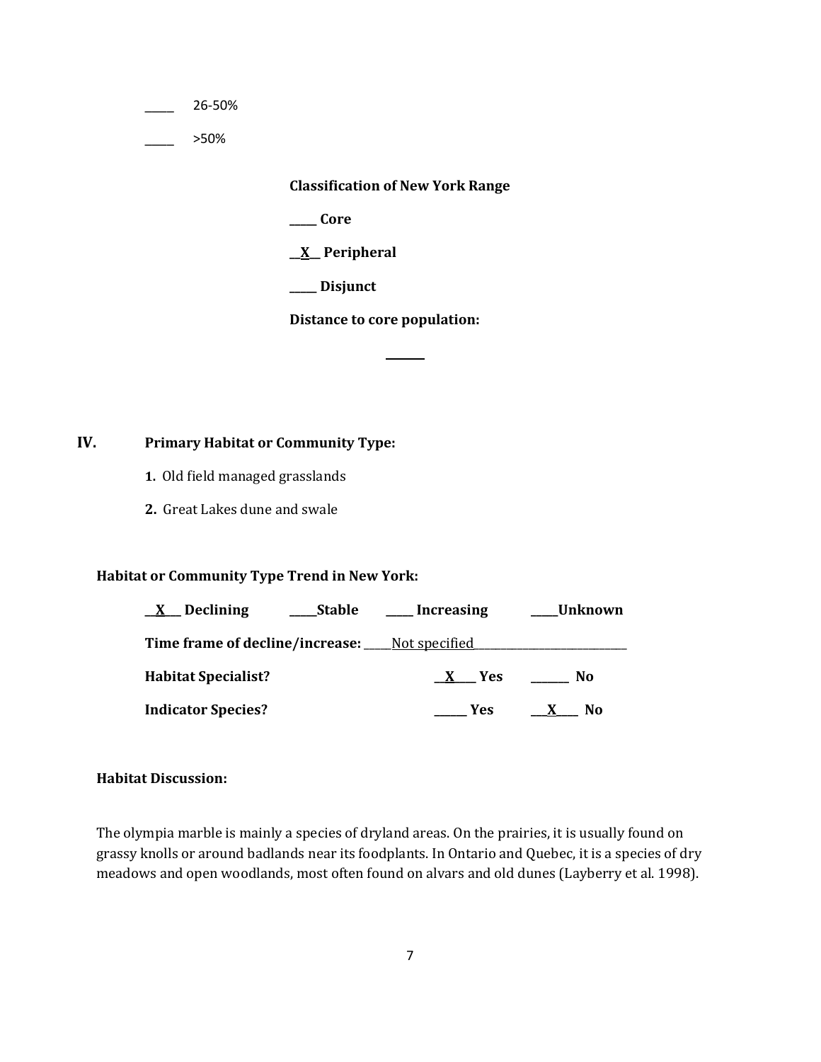_____ 26-50%

_____ >50%

**Classification of New York Range**

**_____ Core**

**__X__ Peripheral**

**_____ Disjunct**

**Distance to core population:**

**______**

## IV. Primary Habitat or Community Type:

**1.** Old field managed grasslands

**2.** Great Lakes dune and swale

**Habitat or Community Type Trend in New York:**

**__X__ Declining** **_____Stable** **_____ Increasing** **_____Unknown**

**Time frame of decline/increase:** _____Not specified_____

**Habitat Specialist?** **__X__ Yes** **______ No**

**Indicator Species?** **______ Yes** **__X__ No**

**Habitat Discussion:**

The olympia marble is mainly a species of dryland areas. On the prairies, it is usually found on grassy knolls or around badlands near its foodplants. In Ontario and Quebec, it is a species of dry meadows and open woodlands, most often found on alvars and old dunes (Layberry et al. 1998).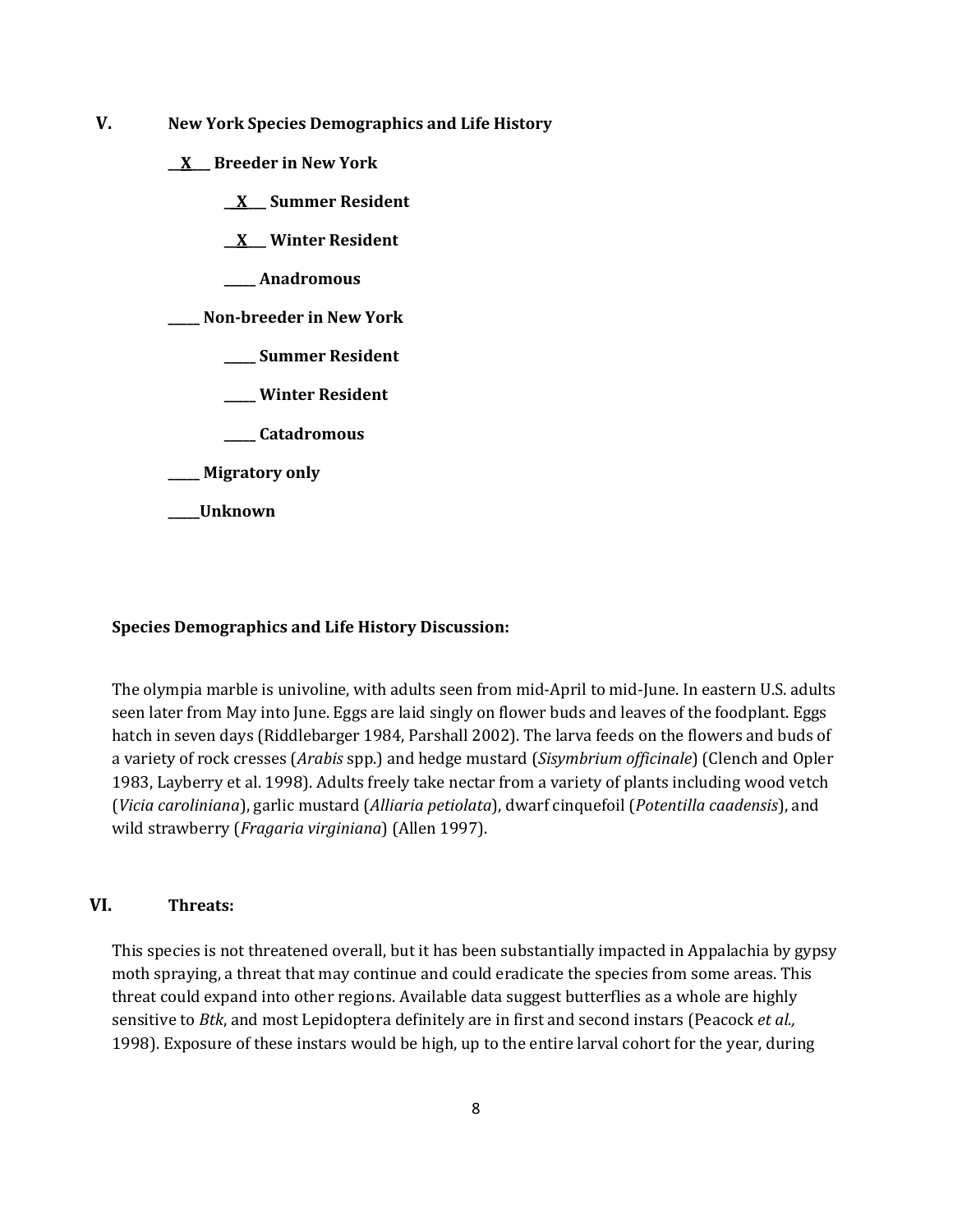## V. New York Species Demographics and Life History

**__X__ Breeder in New York**

- **__X__ Summer Resident**
- **__X__ Winter Resident**
- **_____ Anadromous**

**_____ Non-breeder in New York**

- **_____ Summer Resident**
- **_____ Winter Resident**
- **_____ Catadromous**

**_____ Migratory only**

**_____Unknown**

**Species Demographics and Life History Discussion:**

The olympia marble is univoline, with adults seen from mid-April to mid-June. In eastern U.S. adults seen later from May into June. Eggs are laid singly on flower buds and leaves of the foodplant. Eggs hatch in seven days (Riddlebarger 1984, Parshall 2002). The larva feeds on the flowers and buds of a variety of rock cresses (*Arabis* spp.) and hedge mustard (*Sisymbrium officinale*) (Clench and Opler 1983, Layberry et al. 1998). Adults freely take nectar from a variety of plants including wood vetch (*Vicia caroliniana*), garlic mustard (*Alliaria petiolata*), dwarf cinquefoil (*Potentilla caadensis*), and wild strawberry (*Fragaria virginiana*) (Allen 1997).

## VI. Threats:

This species is not threatened overall, but it has been substantially impacted in Appalachia by gypsy moth spraying, a threat that may continue and could eradicate the species from some areas. This threat could expand into other regions. Available data suggest butterflies as a whole are highly sensitive to *Btk*, and most Lepidoptera definitely are in first and second instars (Peacock *et al.,* 1998). Exposure of these instars would be high, up to the entire larval cohort for the year, during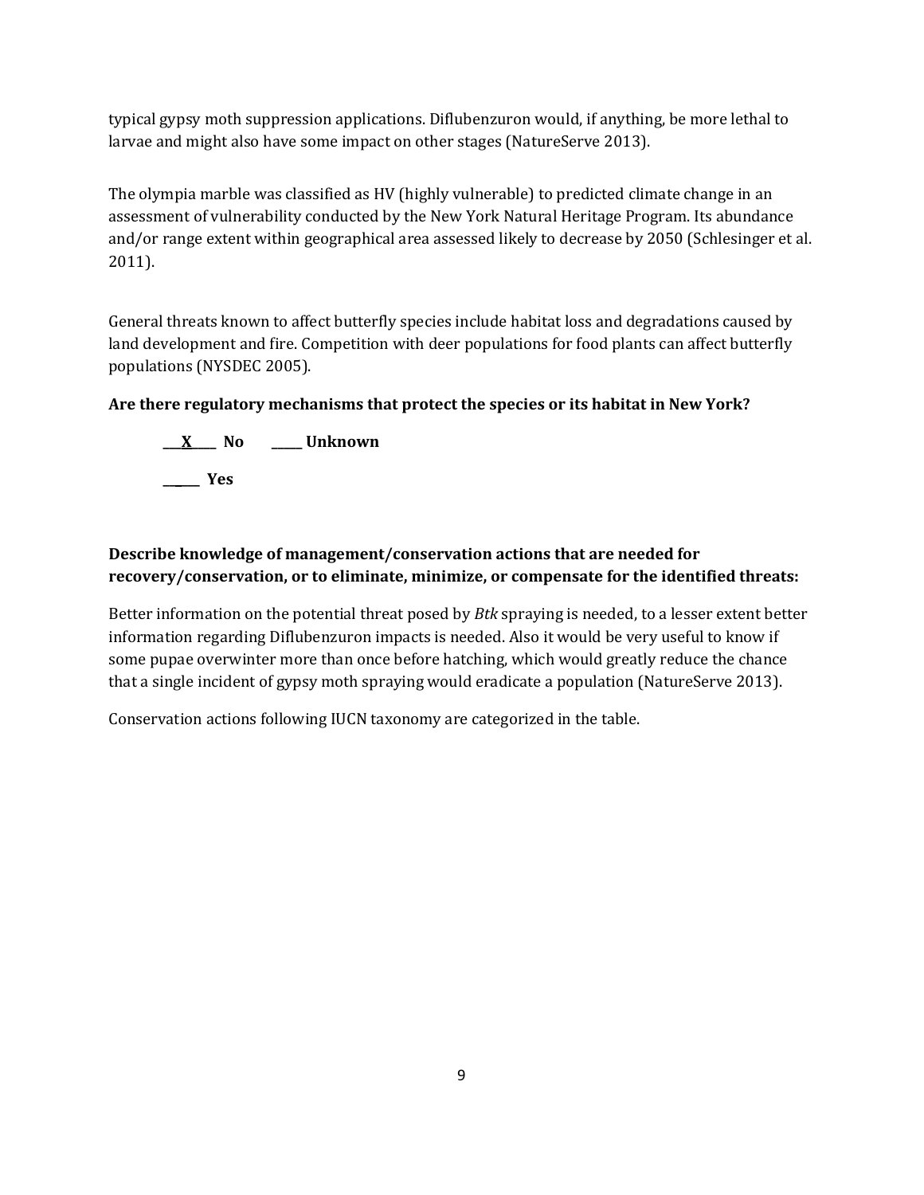typical gypsy moth suppression applications. Diflubenzuron would, if anything, be more lethal to larvae and might also have some impact on other stages (NatureServe 2013).

The olympia marble was classified as HV (highly vulnerable) to predicted climate change in an assessment of vulnerability conducted by the New York Natural Heritage Program. Its abundance and/or range extent within geographical area assessed likely to decrease by 2050 (Schlesinger et al. 2011).

General threats known to affect butterfly species include habitat loss and degradations caused by land development and fire. Competition with deer populations for food plants can affect butterfly populations (NYSDEC 2005).

**Are there regulatory mechanisms that protect the species or its habitat in New York?**

**\_\_\_X\_\_\_ No \_\_\_\_\_ Unknown**

**\_\_\_\_\_ Yes**

**Describe knowledge of management/conservation actions that are needed for recovery/conservation, or to eliminate, minimize, or compensate for the identified threats:**

Better information on the potential threat posed by *Btk* spraying is needed, to a lesser extent better information regarding Diflubenzuron impacts is needed. Also it would be very useful to know if some pupae overwinter more than once before hatching, which would greatly reduce the chance that a single incident of gypsy moth spraying would eradicate a population (NatureServe 2013).

Conservation actions following IUCN taxonomy are categorized in the table.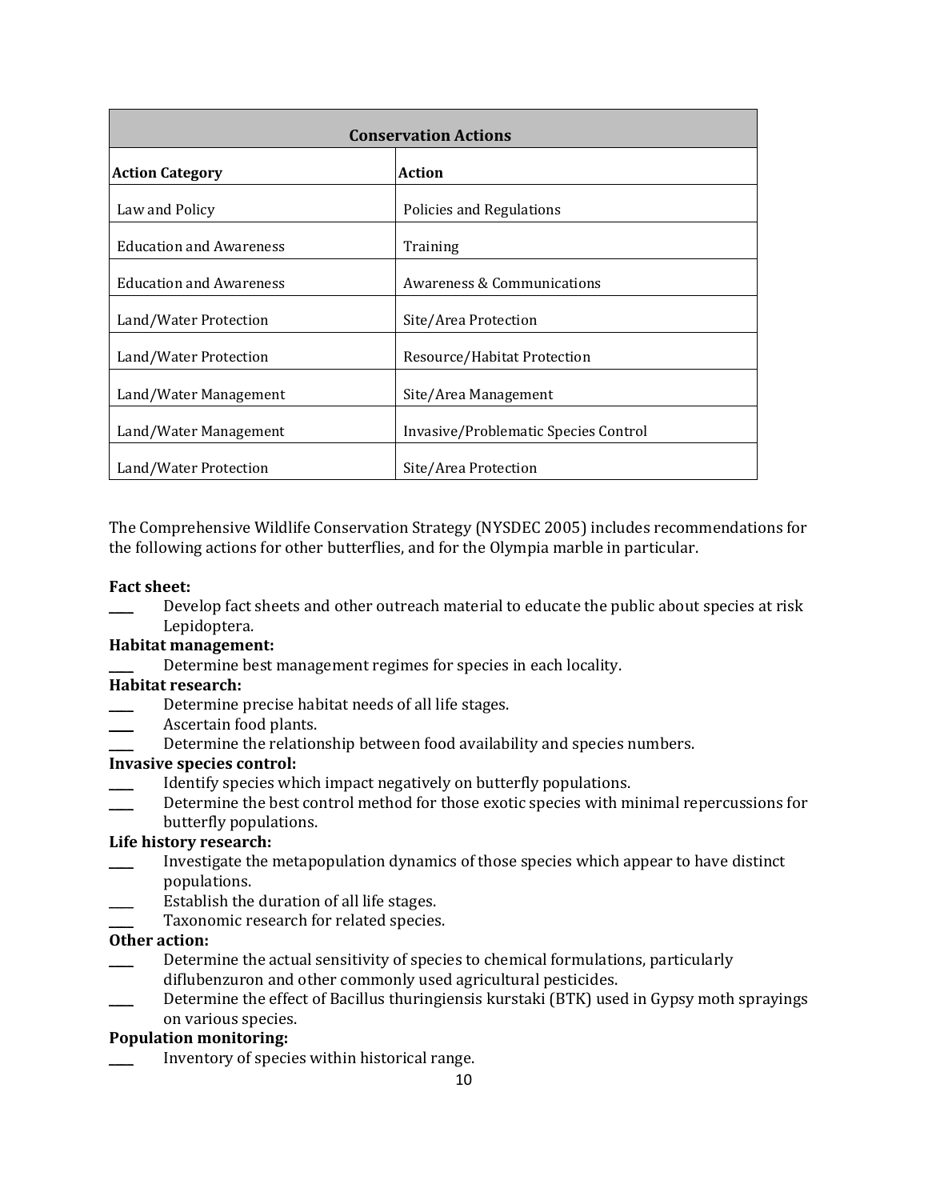| Conservation Actions | |
|---|---|
| **Action Category** | **Action** |
| Law and Policy | Policies and Regulations |
| Education and Awareness | Training |
| Education and Awareness | Awareness & Communications |
| Land/Water Protection | Site/Area Protection |
| Land/Water Protection | Resource/Habitat Protection |
| Land/Water Management | Site/Area Management |
| Land/Water Management | Invasive/Problematic Species Control |
| Land/Water Protection | Site/Area Protection |

The Comprehensive Wildlife Conservation Strategy (NYSDEC 2005) includes recommendations for the following actions for other butterflies, and for the Olympia marble in particular.

**Fact sheet:**

____ Develop fact sheets and other outreach material to educate the public about species at risk Lepidoptera.

**Habitat management:**

____ Determine best management regimes for species in each locality.

**Habitat research:**

____ Determine precise habitat needs of all life stages.

____ Ascertain food plants.

____ Determine the relationship between food availability and species numbers.

**Invasive species control:**

____ Identify species which impact negatively on butterfly populations.

____ Determine the best control method for those exotic species with minimal repercussions for butterfly populations.

**Life history research:**

____ Investigate the metapopulation dynamics of those species which appear to have distinct populations.

____ Establish the duration of all life stages.

____ Taxonomic research for related species.

**Other action:**

____ Determine the actual sensitivity of species to chemical formulations, particularly diflubenzuron and other commonly used agricultural pesticides.

____ Determine the effect of Bacillus thuringiensis kurstaki (BTK) used in Gypsy moth sprayings on various species.

**Population monitoring:**

____ Inventory of species within historical range.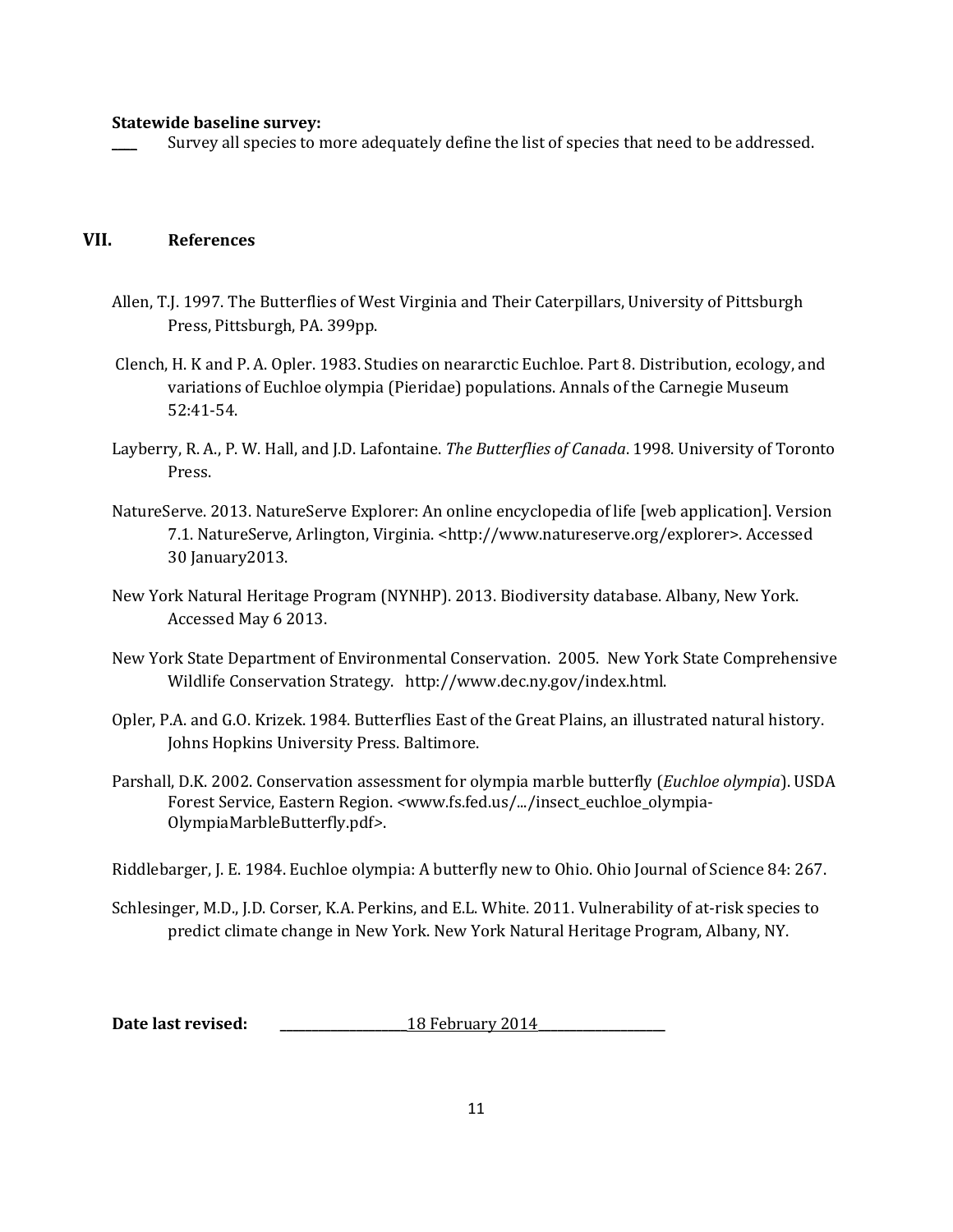**Statewide baseline survey:**

____ Survey all species to more adequately define the list of species that need to be addressed.

## VII. References

Allen, T.J. 1997. The Butterflies of West Virginia and Their Caterpillars, University of Pittsburgh Press, Pittsburgh, PA. 399pp.

Clench, H. K and P. A. Opler. 1983. Studies on neararctic Euchloe. Part 8. Distribution, ecology, and variations of Euchloe olympia (Pieridae) populations. Annals of the Carnegie Museum 52:41-54.

Layberry, R. A., P. W. Hall, and J.D. Lafontaine. *The Butterflies of Canada*. 1998. University of Toronto Press.

NatureServe. 2013. NatureServe Explorer: An online encyclopedia of life [web application]. Version 7.1. NatureServe, Arlington, Virginia. <http://www.natureserve.org/explorer>. Accessed 30 January2013.

New York Natural Heritage Program (NYNHP). 2013. Biodiversity database. Albany, New York. Accessed May 6 2013.

New York State Department of Environmental Conservation. 2005. New York State Comprehensive Wildlife Conservation Strategy. http://www.dec.ny.gov/index.html.

Opler, P.A. and G.O. Krizek. 1984. Butterflies East of the Great Plains, an illustrated natural history. Johns Hopkins University Press. Baltimore.

Parshall, D.K. 2002. Conservation assessment for olympia marble butterfly (*Euchloe olympia*). USDA Forest Service, Eastern Region. <www.fs.fed.us/.../insect_euchloe_olympia-OlympiaMarbleButterfly.pdf>.

Riddlebarger, J. E. 1984. Euchloe olympia: A butterfly new to Ohio. Ohio Journal of Science 84: 267.

Schlesinger, M.D., J.D. Corser, K.A. Perkins, and E.L. White. 2011. Vulnerability of at-risk species to predict climate change in New York. New York Natural Heritage Program, Albany, NY.

**Date last revised:** ___________________18 February 2014___________________